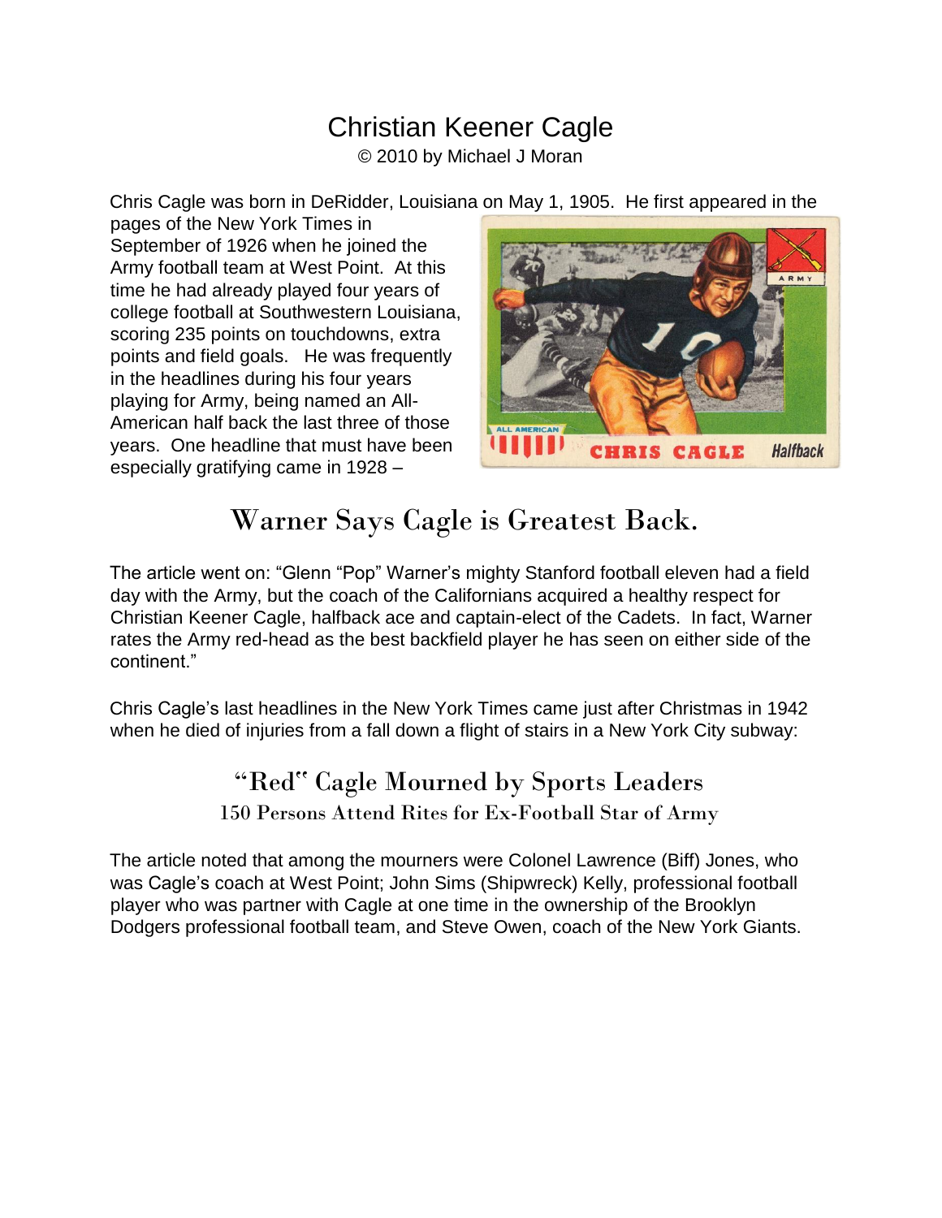# Christian Keener Cagle

© 2010 by Michael J Moran

Chris Cagle was born in DeRidder, Louisiana on May 1, 1905. He first appeared in the pages of the New York Times in September of 1926 when he joined the Army football team at West Point. At this time he had already played four years of college football at Southwestern Louisiana, scoring 235 points on touchdowns, extra points and field goals. He was frequently in the headlines during his four years playing for Army, being named an All-American half back the last three of those years. One headline that must have been especially gratifying came in 1928 –

## Warner Says Cagle is Greatest Back.

The article went on: "Glenn "Pop" Warner's mighty Stanford football eleven had a field day with the Army, but the coach of the Californians acquired a healthy respect for Christian Keener Cagle, halfback ace and captain-elect of the Cadets. In fact, Warner rates the Army red-head as the best backfield player he has seen on either side of the continent."

Chris Cagle's last headlines in the New York Times came just after Christmas in 1942 when he died of injuries from a fall down a flight of stairs in a New York City subway:

### "Red" Cagle Mourned by Sports Leaders

#### 150 Persons Attend Rites for Ex-Football Star of Army

The article noted that among the mourners were Colonel Lawrence (Biff) Jones, who was Cagle's coach at West Point; John Sims (Shipwreck) Kelly, professional football player who was partner with Cagle at one time in the ownership of the Brooklyn Dodgers professional football team, and Steve Owen, coach of the New York Giants.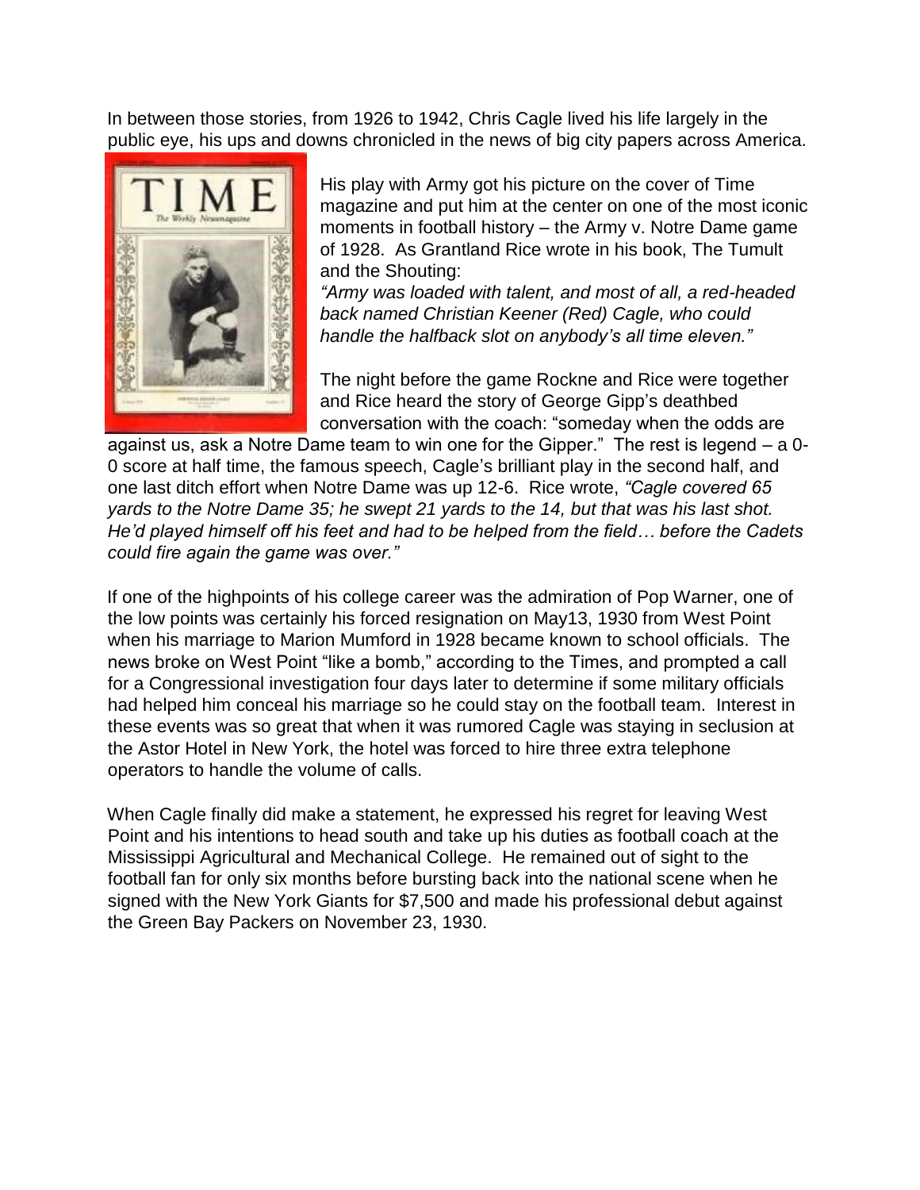In between those stories, from 1926 to 1942, Chris Cagle lived his life largely in the public eye, his ups and downs chronicled in the news of big city papers across America.

His play with Army got his picture on the cover of Time magazine and put him at the center on one of the most iconic moments in football history – the Army v. Notre Dame game of 1928. As Grantland Rice wrote in his book, The Tumult and the Shouting:

*"Army was loaded with talent, and most of all, a red-headed back named Christian Keener (Red) Cagle, who could handle the halfback slot on anybody's all time eleven."*

The night before the game Rockne and Rice were together and Rice heard the story of George Gipp's deathbed conversation with the coach: "someday when the odds are against us, ask a Notre Dame team to win one for the Gipper." The rest is legend – a 0-0 score at half time, the famous speech, Cagle's brilliant play in the second half, and one last ditch effort when Notre Dame was up 12-6. Rice wrote, *"Cagle covered 65 yards to the Notre Dame 35; he swept 21 yards to the 14, but that was his last shot. He'd played himself off his feet and had to be helped from the field… before the Cadets could fire again the game was over."*

If one of the highpoints of his college career was the admiration of Pop Warner, one of the low points was certainly his forced resignation on May13, 1930 from West Point when his marriage to Marion Mumford in 1928 became known to school officials. The news broke on West Point "like a bomb," according to the Times, and prompted a call for a Congressional investigation four days later to determine if some military officials had helped him conceal his marriage so he could stay on the football team. Interest in these events was so great that when it was rumored Cagle was staying in seclusion at the Astor Hotel in New York, the hotel was forced to hire three extra telephone operators to handle the volume of calls.

When Cagle finally did make a statement, he expressed his regret for leaving West Point and his intentions to head south and take up his duties as football coach at the Mississippi Agricultural and Mechanical College. He remained out of sight to the football fan for only six months before bursting back into the national scene when he signed with the New York Giants for $7,500 and made his professional debut against the Green Bay Packers on November 23, 1930.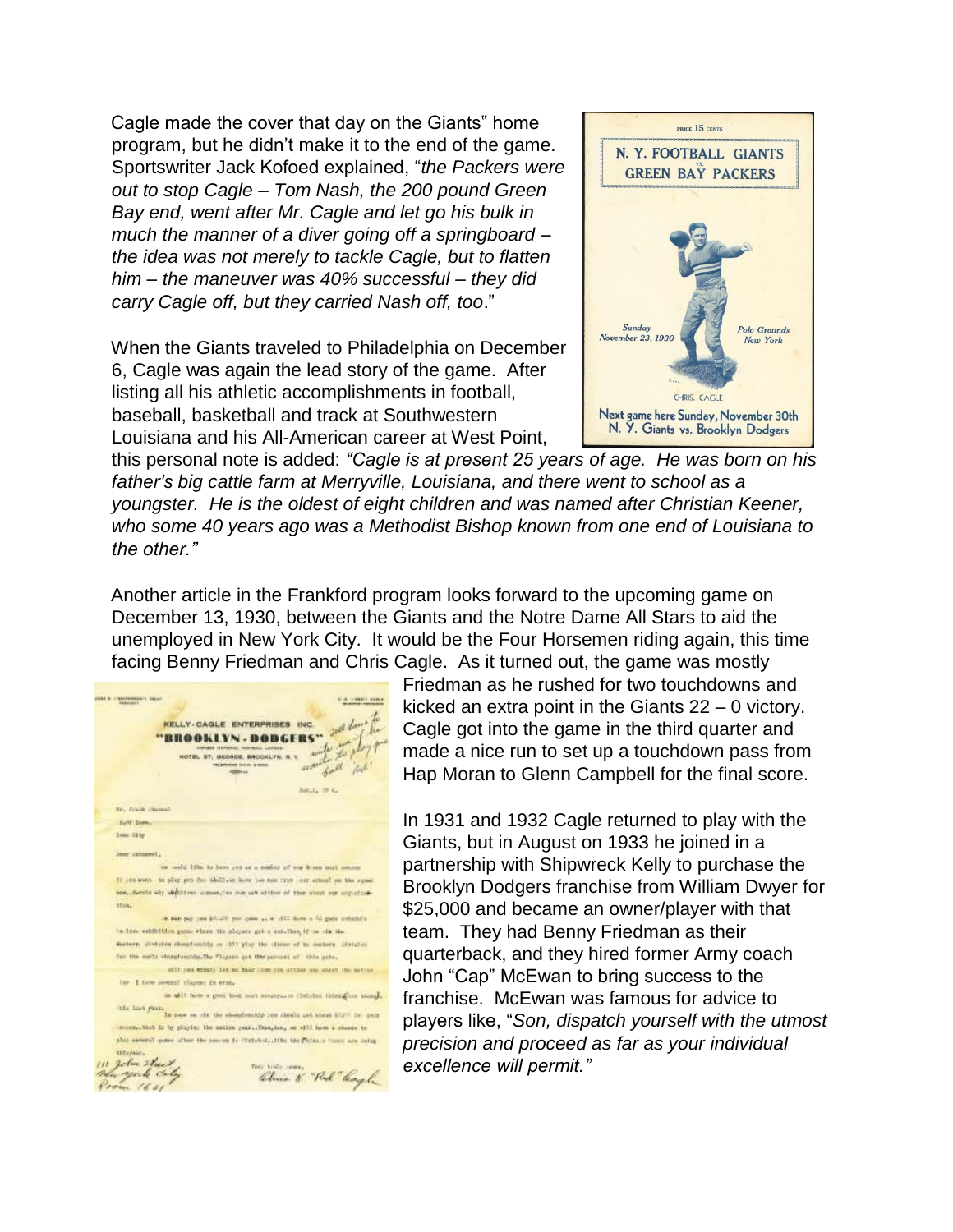Cagle made the cover that day on the Giants" home program, but he didn't make it to the end of the game. Sportswriter Jack Kofoed explained, "*the Packers were out to stop Cagle – Tom Nash, the 200 pound Green Bay end, went after Mr. Cagle and let go his bulk in much the manner of a diver going off a springboard – the idea was not merely to tackle Cagle, but to flatten him – the maneuver was 40% successful – they did carry Cagle off, but they carried Nash off, too*."

When the Giants traveled to Philadelphia on December 6, Cagle was again the lead story of the game. After listing all his athletic accomplishments in football, baseball, basketball and track at Southwestern Louisiana and his All-American career at West Point, this personal note is added: *"Cagle is at present 25 years of age. He was born on his father's big cattle farm at Merryville, Louisiana, and there went to school as a youngster. He is the oldest of eight children and was named after Christian Keener, who some 40 years ago was a Methodist Bishop known from one end of Louisiana to the other."*

Another article in the Frankford program looks forward to the upcoming game on December 13, 1930, between the Giants and the Notre Dame All Stars to aid the unemployed in New York City. It would be the Four Horsemen riding again, this time facing Benny Friedman and Chris Cagle. As it turned out, the game was mostly Friedman as he rushed for two touchdowns and kicked an extra point in the Giants 22 – 0 victory. Cagle got into the game in the third quarter and made a nice run to set up a touchdown pass from Hap Moran to Glenn Campbell for the final score.

In 1931 and 1932 Cagle returned to play with the Giants, but in August on 1933 he joined in a partnership with Shipwreck Kelly to purchase the Brooklyn Dodgers franchise from William Dwyer for $25,000 and became an owner/player with that team. They had Benny Friedman as their quarterback, and they hired former Army coach John "Cap" McEwan to bring success to the franchise. McEwan was famous for advice to players like, "*Son, dispatch yourself with the utmost precision and proceed as far as your individual excellence will permit.*"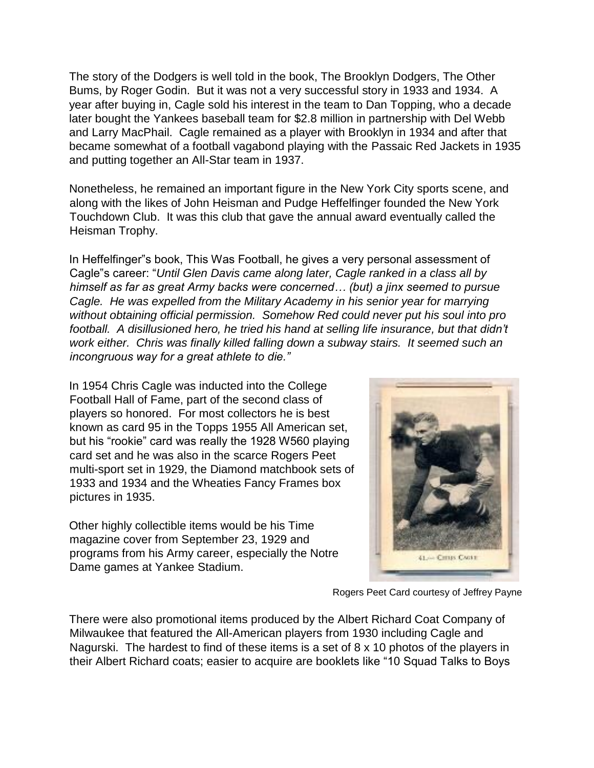The story of the Dodgers is well told in the book, The Brooklyn Dodgers, The Other Bums, by Roger Godin. But it was not a very successful story in 1933 and 1934. A year after buying in, Cagle sold his interest in the team to Dan Topping, who a decade later bought the Yankees baseball team for $2.8 million in partnership with Del Webb and Larry MacPhail. Cagle remained as a player with Brooklyn in 1934 and after that became somewhat of a football vagabond playing with the Passaic Red Jackets in 1935 and putting together an All-Star team in 1937.

Nonetheless, he remained an important figure in the New York City sports scene, and along with the likes of John Heisman and Pudge Heffelfinger founded the New York Touchdown Club. It was this club that gave the annual award eventually called the Heisman Trophy.

In Heffelfinger�ででs book, This Was Football, he gives a very personal assessment of Cagle‟s career: "*Until Glen Davis came along later, Cagle ranked in a class all by himself as far as great Army backs were concerned… (but) a jinx seemed to pursue Cagle. He was expelled from the Military Academy in his senior year for marrying without obtaining official permission. Somehow Red could never put his soul into pro football. A disillusioned hero, he tried his hand at selling life insurance, but that didn't work either. Chris was finally killed falling down a subway stairs. It seemed such an incongruous way for a great athlete to die."*

In 1954 Chris Cagle was inducted into the College Football Hall of Fame, part of the second class of players so honored. For most collectors he is best known as card 95 in the Topps 1955 All American set, but his "rookie" card was really the 1928 W560 playing card set and he was also in the scarce Rogers Peet multi-sport set in 1929, the Diamond matchbook sets of 1933 and 1934 and the Wheaties Fancy Frames box pictures in 1935.

Other highly collectible items would be his Time magazine cover from September 23, 1929 and programs from his Army career, especially the Notre Dame games at Yankee Stadium.

Rogers Peet Card courtesy of Jeffrey Payne

There were also promotional items produced by the Albert Richard Coat Company of Milwaukee that featured the All-American players from 1930 including Cagle and Nagurski. The hardest to find of these items is a set of 8 x 10 photos of the players in their Albert Richard coats; easier to acquire are booklets like "10 Squad Talks to Boys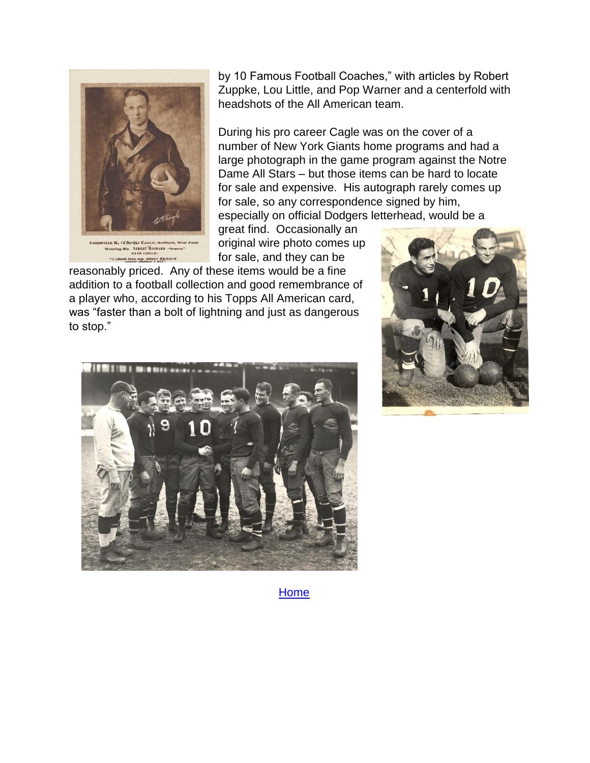by 10 Famous Football Coaches," with articles by Robert Zuppke, Lou Little, and Pop Warner and a centerfold with headshots of the All American team.

During his pro career Cagle was on the cover of a number of New York Giants home programs and had a large photograph in the game program against the Notre Dame All Stars – but those items can be hard to locate for sale and expensive. His autograph rarely comes up for sale, so any correspondence signed by him, especially on official Dodgers letterhead, would be a great find. Occasionally an original wire photo comes up for sale, and they can be reasonably priced. Any of these items would be a fine addition to a football collection and good remembrance of a player who, according to his Topps All American card, was "faster than a bolt of lightning and just as dangerous to stop."

Home